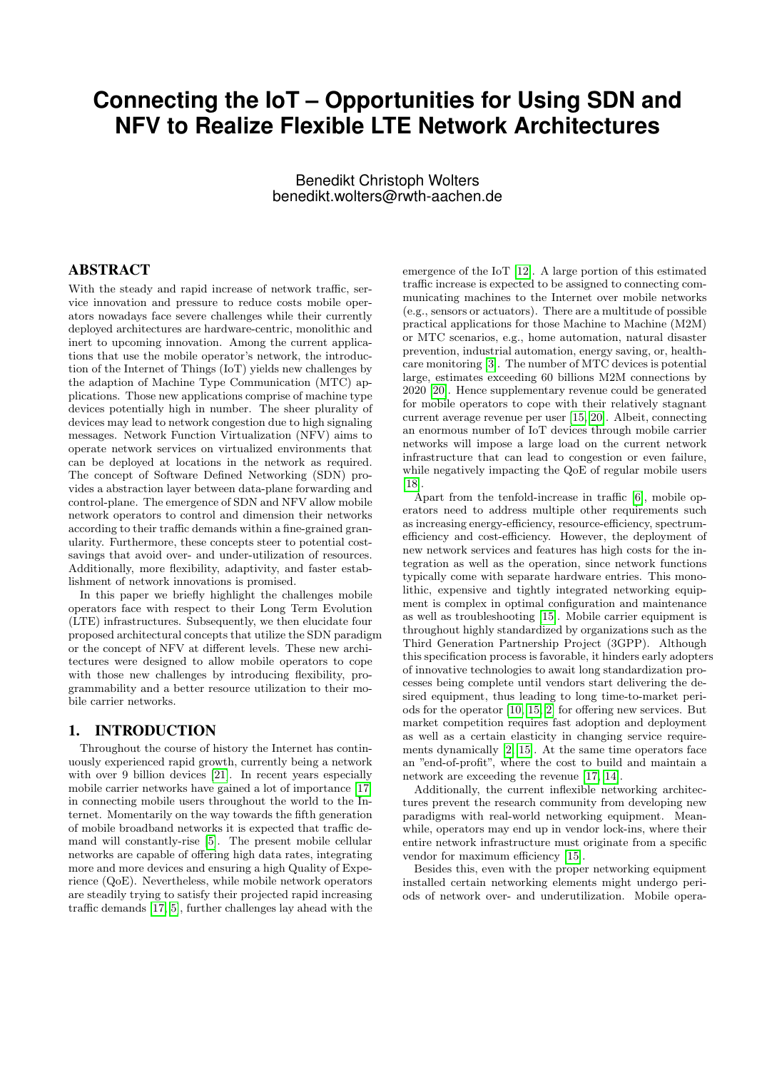# Connecting the IoT – Opportunities for Using SDN and NFV to Realize Flexible LTE Network Architectures

Benedikt Christoph Wolters
benedikt.wolters@rwth-aachen.de

## ABSTRACT

With the steady and rapid increase of network traffic, service innovation and pressure to reduce costs mobile operators nowadays face severe challenges while their currently deployed architectures are hardware-centric, monolithic and inert to upcoming innovation. Among the current applications that use the mobile operator's network, the introduction of the Internet of Things (IoT) yields new challenges by the adaption of Machine Type Communication (MTC) applications. Those new applications comprise of machine type devices potentially high in number. The sheer plurality of devices may lead to network congestion due to high signaling messages. Network Function Virtualization (NFV) aims to operate network services on virtualized environments that can be deployed at locations in the network as required. The concept of Software Defined Networking (SDN) provides a abstraction layer between data-plane forwarding and control-plane. The emergence of SDN and NFV allow mobile network operators to control and dimension their networks according to their traffic demands within a fine-grained granularity. Furthermore, these concepts steer to potential cost-savings that avoid over- and under-utilization of resources. Additionally, more flexibility, adaptivity, and faster establishment of network innovations is promised.

In this paper we briefly highlight the challenges mobile operators face with respect to their Long Term Evolution (LTE) infrastructures. Subsequently, we then elucidate four proposed architectural concepts that utilize the SDN paradigm or the concept of NFV at different levels. These new architectures were designed to allow mobile operators to cope with those new challenges by introducing flexibility, programmability and a better resource utilization to their mobile carrier networks.

## 1. INTRODUCTION

Throughout the course of history the Internet has continuously experienced rapid growth, currently being a network with over 9 billion devices [21]. In recent years especially mobile carrier networks have gained a lot of importance [17] in connecting mobile users throughout the world to the Internet. Momentarily on the way towards the fifth generation of mobile broadband networks it is expected that traffic demand will constantly-rise [5]. The present mobile cellular networks are capable of offering high data rates, integrating more and more devices and ensuring a high Quality of Experience (QoE). Nevertheless, while mobile network operators are steadily trying to satisfy their projected rapid increasing traffic demands [17, 5], further challenges lay ahead with the emergence of the IoT [12]. A large portion of this estimated traffic increase is expected to be assigned to connecting communicating machines to the Internet over mobile networks (e.g., sensors or actuators). There are a multitude of possible practical applications for those Machine to Machine (M2M) or MTC scenarios, e.g., home automation, natural disaster prevention, industrial automation, energy saving, or, healthcare monitoring [3]. The number of MTC devices is potential large, estimates exceeding 60 billions M2M connections by 2020 [20]. Hence supplementary revenue could be generated for mobile operators to cope with their relatively stagnant current average revenue per user [15, 20]. Albeit, connecting an enormous number of IoT devices through mobile carrier networks will impose a large load on the current network infrastructure that can lead to congestion or even failure, while negatively impacting the QoE of regular mobile users [18].

Apart from the tenfold-increase in traffic [6], mobile operators need to address multiple other requirements such as increasing energy-efficiency, resource-efficiency, spectrum-efficiency and cost-efficiency. However, the deployment of new network services and features has high costs for the integration as well as the operation, since network functions typically come with separate hardware entries. This monolithic, expensive and tightly integrated networking equipment is complex in optimal configuration and maintenance as well as troubleshooting [15]. Mobile carrier equipment is throughout highly standardized by organizations such as the Third Generation Partnership Project (3GPP). Although this specification process is favorable, it hinders early adopters of innovative technologies to await long standardization processes being complete until vendors start delivering the desired equipment, thus leading to long time-to-market periods for the operator [10, 15, 2] for offering new services. But market competition requires fast adoption and deployment as well as a certain elasticity in changing service requirements dynamically [2, 15]. At the same time operators face an "end-of-profit", where the cost to build and maintain a network are exceeding the revenue [17, 14].

Additionally, the current inflexible networking architectures prevent the research community from developing new paradigms with real-world networking equipment. Meanwhile, operators may end up in vendor lock-ins, where their entire network infrastructure must originate from a specific vendor for maximum efficiency [15].

Besides this, even with the proper networking equipment installed certain networking elements might undergo periods of network over- and underutilization. Mobile opera-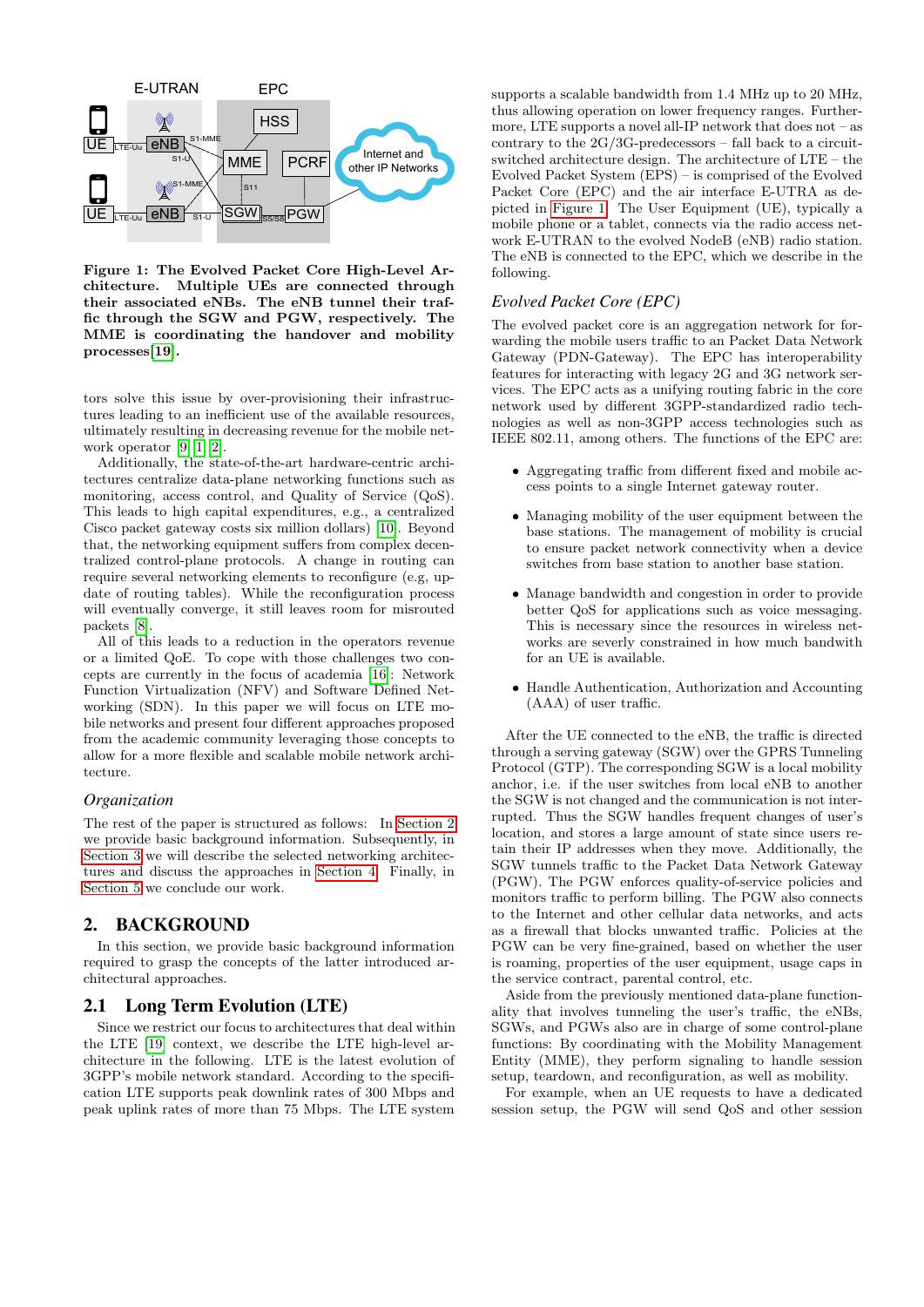**Figure 1: The Evolved Packet Core High-Level Architecture. Multiple UEs are connected through their associated eNBs. The eNB tunnel their traffic through the SGW and PGW, respectively. The MME is coordinating the handover and mobility processes[19].**

tors solve this issue by over-provisioning their infrastructures leading to an inefficient use of the available resources, ultimately resulting in decreasing revenue for the mobile network operator [9] [1] [2].

Additionally, the state-of-the-art hardware-centric architectures centralize data-plane networking functions such as monitoring, access control, and Quality of Service (QoS). This leads to high capital expenditures, e.g., a centralized Cisco packet gateway costs six million dollars) [10]. Beyond that, the networking equipment suffers from complex decentralized control-plane protocols. A change in routing can require several networking elements to reconfigure (e.g, update of routing tables). While the reconfiguration process will eventually converge, it still leaves room for misrouted packets [8].

All of this leads to a reduction in the operators revenue or a limited QoE. To cope with those challenges two concepts are currently in the focus of academia [16]: Network Function Virtualization (NFV) and Software Defined Networking (SDN). In this paper we will focus on LTE mobile networks and present four different approaches proposed from the academic community leveraging those concepts to allow for a more flexible and scalable mobile network architecture.

### *Organization*

The rest of the paper is structured as follows: In Section 2 we provide basic background information. Subsequently, in Section 3 we will describe the selected networking architectures and discuss the approaches in Section 4. Finally, in Section 5 we conclude our work.

## 2. BACKGROUND

In this section, we provide basic background information required to grasp the concepts of the latter introduced architectural approaches.

### 2.1 Long Term Evolution (LTE)

Since we restrict our focus to architectures that deal within the LTE [19] context, we describe the LTE high-level architecture in the following. LTE is the latest evolution of 3GPP's mobile network standard. According to the specification LTE supports peak downlink rates of 300 Mbps and peak uplink rates of more than 75 Mbps. The LTE system supports a scalable bandwidth from 1.4 MHz up to 20 MHz, thus allowing operation on lower frequency ranges. Furthermore, LTE supports a novel all-IP network that does not – as contrary to the 2G/3G-predecessors – fall back to a circuit-switched architecture design. The architecture of LTE – the Evolved Packet System (EPS) – is comprised of the Evolved Packet Core (EPC) and the air interface E-UTRA as depicted in Figure 1. The User Equipment (UE), typically a mobile phone or a tablet, connects via the radio access network E-UTRAN to the evolved NodeB (eNB) radio station. The eNB is connected to the EPC, which we describe in the following.

### *Evolved Packet Core (EPC)*

The evolved packet core is an aggregation network for forwarding the mobile users traffic to an Packet Data Network Gateway (PDN-Gateway). The EPC has interoperability features for interacting with legacy 2G and 3G network services. The EPC acts as a unifying routing fabric in the core network used by different 3GPP-standardized radio technologies as well as non-3GPP access technologies such as IEEE 802.11, among others. The functions of the EPC are:

- Aggregating traffic from different fixed and mobile access points to a single Internet gateway router.
- Managing mobility of the user equipment between the base stations. The management of mobility is crucial to ensure packet network connectivity when a device switches from base station to another base station.
- Manage bandwidth and congestion in order to provide better QoS for applications such as voice messaging. This is necessary since the resources in wireless networks are severly constrained in how much bandwith for an UE is available.
- Handle Authentication, Authorization and Accounting (AAA) of user traffic.

After the UE connected to the eNB, the traffic is directed through a serving gateway (SGW) over the GPRS Tunneling Protocol (GTP). The corresponding SGW is a local mobility anchor, i.e. if the user switches from local eNB to another the SGW is not changed and the communication is not interrupted. Thus the SGW handles frequent changes of user's location, and stores a large amount of state since users retain their IP addresses when they move. Additionally, the SGW tunnels traffic to the Packet Data Network Gateway (PGW). The PGW enforces quality-of-service policies and monitors traffic to perform billing. The PGW also connects to the Internet and other cellular data networks, and acts as a firewall that blocks unwanted traffic. Policies at the PGW can be very fine-grained, based on whether the user is roaming, properties of the user equipment, usage caps in the service contract, parental control, etc.

Aside from the previously mentioned data-plane functionality that involves tunneling the user's traffic, the eNBs, SGWs, and PGWs also are in charge of some control-plane functions: By coordinating with the Mobility Management Entity (MME), they perform signaling to handle session setup, teardown, and reconfiguration, as well as mobility.

For example, when an UE requests to have a dedicated session setup, the PGW will send QoS and other session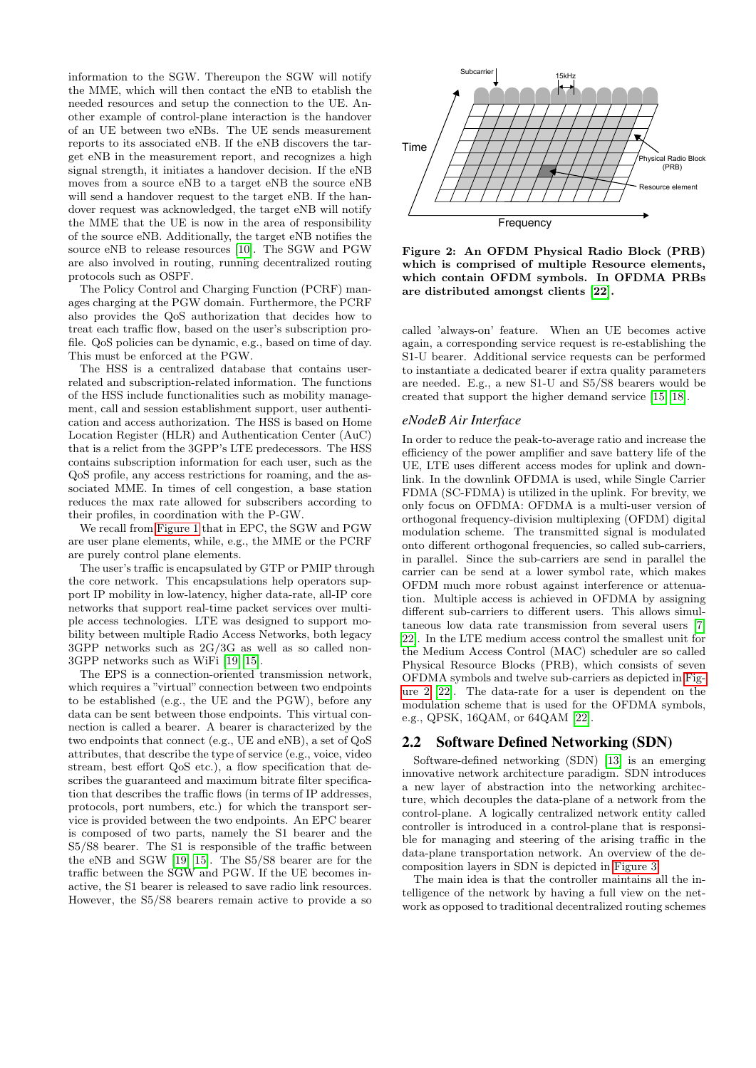information to the SGW. Thereupon the SGW will notify the MME, which will then contact the eNB to etablish the needed resources and setup the connection to the UE. Another example of control-plane interaction is the handover of an UE between two eNBs. The UE sends measurement reports to its associated eNB. If the eNB discovers the target eNB in the measurement report, and recognizes a high signal strength, it initiates a handover decision. If the eNB moves from a source eNB to a target eNB the source eNB will send a handover request to the target eNB. If the handover request was acknowledged, the target eNB will notify the MME that the UE is now in the area of responsibility of the source eNB. Additionally, the target eNB notifies the source eNB to release resources [10]. The SGW and PGW are also involved in routing, running decentralized routing protocols such as OSPF.

The Policy Control and Charging Function (PCRF) manages charging at the PGW domain. Furthermore, the PCRF also provides the QoS authorization that decides how to treat each traffic flow, based on the user's subscription profile. QoS policies can be dynamic, e.g., based on time of day. This must be enforced at the PGW.

The HSS is a centralized database that contains user-related and subscription-related information. The functions of the HSS include functionalities such as mobility management, call and session establishment support, user authentication and access authorization. The HSS is based on Home Location Register (HLR) and Authentication Center (AuC) that is a relict from the 3GPP's LTE predecessors. The HSS contains subscription information for each user, such as the QoS profile, any access restrictions for roaming, and the associated MME. In times of cell congestion, a base station reduces the max rate allowed for subscribers according to their profiles, in coordination with the P-GW.

We recall from Figure 1 that in EPC, the SGW and PGW are user plane elements, while, e.g., the MME or the PCRF are purely control plane elements.

The user's traffic is encapsulated by GTP or PMIP through the core network. This encapsulations help operators support IP mobility in low-latency, higher data-rate, all-IP core networks that support real-time packet services over multiple access technologies. LTE was designed to support mobility between multiple Radio Access Networks, both legacy 3GPP networks such as 2G/3G as well as so called non-3GPP networks such as WiFi [19, 15].

The EPS is a connection-oriented transmission network, which requires a "virtual" connection between two endpoints to be established (e.g., the UE and the PGW), before any data can be sent between those endpoints. This virtual connection is called a bearer. A bearer is characterized by the two endpoints that connect (e.g., UE and eNB), a set of QoS attributes, that describe the type of service (e.g., voice, video stream, best effort QoS etc.), a flow specification that describes the guaranteed and maximum bitrate filter specification that describes the traffic flows (in terms of IP addresses, protocols, port numbers, etc.) for which the transport service is provided between the two endpoints. An EPC bearer is composed of two parts, namely the S1 bearer and the S5/S8 bearer. The S1 is responsible of the traffic between the eNB and SGW [19, 15]. The S5/S8 bearer are for the traffic between the SGW and PGW. If the UE becomes inactive, the S1 bearer is released to save radio link resources. However, the S5/S8 bearers remain active to provide a so called 'always-on' feature. When an UE becomes active again, a corresponding service request is re-establishing the S1-U bearer. Additional service requests can be performed to instantiate a dedicated bearer if extra quality parameters are needed. E.g., a new S1-U and S5/S8 bearers would be created that support the higher demand service [15, 18].

**Figure 2: An OFDM Physical Radio Block (PRB) which is comprised of multiple Resource elements, which contain OFDM symbols. In OFDMA PRBs are distributed amongst clients [22].**

### *eNodeB Air Interface*

In order to reduce the peak-to-average ratio and increase the efficiency of the power amplifier and save battery life of the UE, LTE uses different access modes for uplink and downlink. In the downlink OFDMA is used, while Single Carrier FDMA (SC-FDMA) is utilized in the uplink. For brevity, we only focus on OFDMA: OFDMA is a multi-user version of orthogonal frequency-division multiplexing (OFDM) digital modulation scheme. The transmitted signal is modulated onto different orthogonal frequencies, so called sub-carriers, in parallel. Since the sub-carriers are send in parallel the carrier can be send at a lower symbol rate, which makes OFDM much more robust against interference or attenuation. Multiple access is achieved in OFDMA by assigning different sub-carriers to different users. This allows simultaneous low data rate transmission from several users [7, 22]. In the LTE medium access control the smallest unit for the Medium Access Control (MAC) scheduler are so called Physical Resource Blocks (PRB), which consists of seven OFDMA symbols and twelve sub-carriers as depicted in Figure 2 [22]. The data-rate for a user is dependent on the modulation scheme that is used for the OFDMA symbols, e.g., QPSK, 16QAM, or 64QAM [22].

## 2.2 Software Defined Networking (SDN)

Software-defined networking (SDN) [13] is an emerging innovative network architecture paradigm. SDN introduces a new layer of abstraction into the networking architecture, which decouples the data-plane of a network from the control-plane. A logically centralized network entity called controller is introduced in a control-plane that is responsible for managing and steering of the arising traffic in the data-plane transportation network. An overview of the decomposition layers in SDN is depicted in Figure 3.

The main idea is that the controller maintains all the intelligence of the network by having a full view on the network as opposed to traditional decentralized routing schemes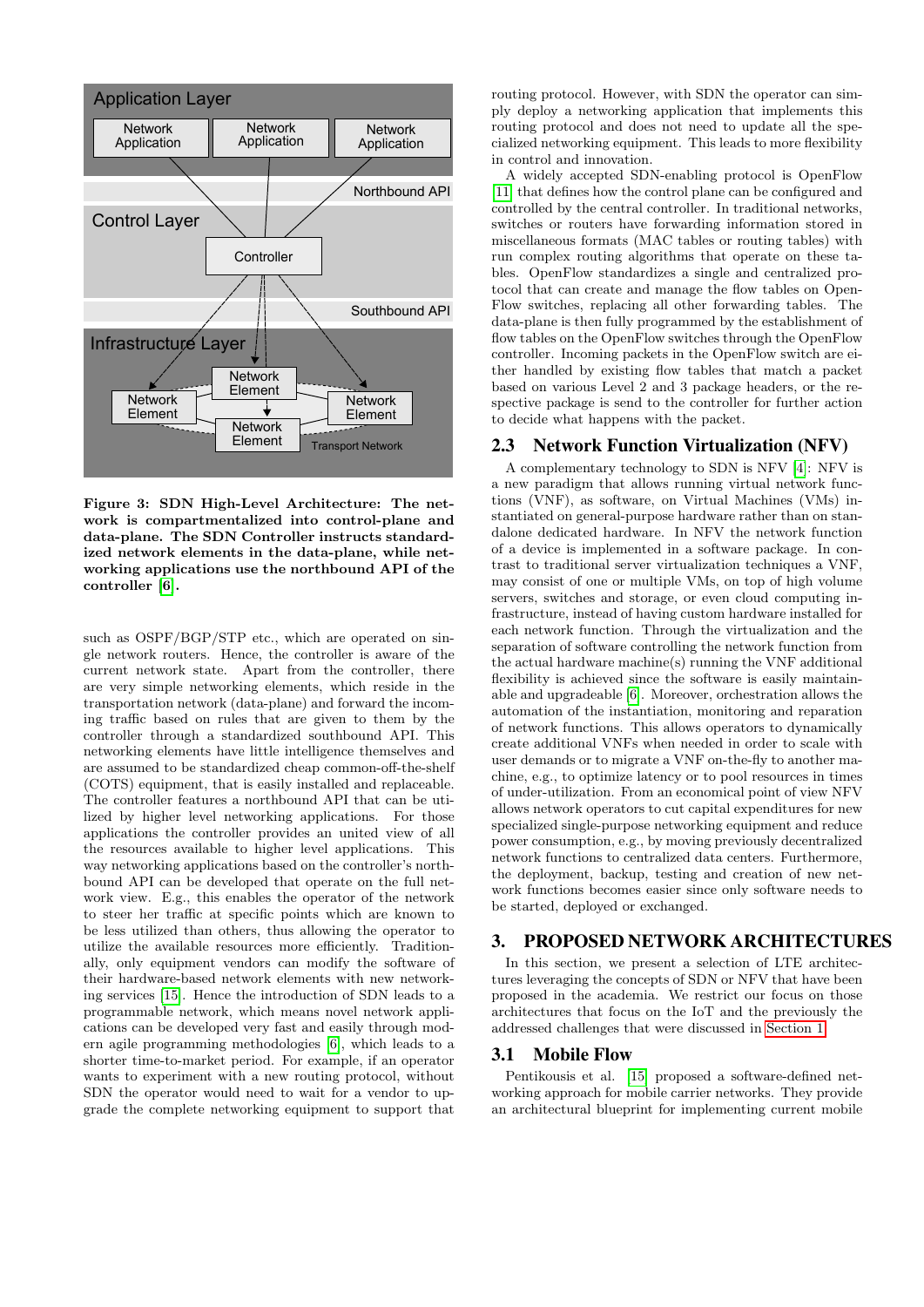Figure 3: SDN High-Level Architecture: The network is compartmentalized into control-plane and data-plane. The SDN Controller instructs standardized network elements in the data-plane, while networking applications use the northbound API of the controller [6].

such as OSPF/BGP/STP etc., which are operated on single network routers. Hence, the controller is aware of the current network state. Apart from the controller, there are very simple networking elements, which reside in the transportation network (data-plane) and forward the incoming traffic based on rules that are given to them by the controller through a standardized southbound API. This networking elements have little intelligence themselves and are assumed to be standardized cheap common-off-the-shelf (COTS) equipment, that is easily installed and replaceable. The controller features a northbound API that can be utilized by higher level networking applications. For those applications the controller provides an united view of all the resources available to higher level applications. This way networking applications based on the controller's northbound API can be developed that operate on the full network view. E.g., this enables the operator of the network to steer her traffic at specific points which are known to be less utilized than others, thus allowing the operator to utilize the available resources more efficiently. Traditionally, only equipment vendors can modify the software of their hardware-based network elements with new networking services [15]. Hence the introduction of SDN leads to a programmable network, which means novel network applications can be developed very fast and easily through modern agile programming methodologies [6], which leads to a shorter time-to-market period. For example, if an operator wants to experiment with a new routing protocol, without SDN the operator would need to wait for a vendor to upgrade the complete networking equipment to support that routing protocol. However, with SDN the operator can simply deploy a networking application that implements this routing protocol and does not need to update all the specialized networking equipment. This leads to more flexibility in control and innovation.

A widely accepted SDN-enabling protocol is OpenFlow [11] that defines how the control plane can be configured and controlled by the central controller. In traditional networks, switches or routers have forwarding information stored in miscellaneous formats (MAC tables or routing tables) with run complex routing algorithms that operate on these tables. OpenFlow standardizes a single and centralized protocol that can create and manage the flow tables on OpenFlow switches, replacing all other forwarding tables. The data-plane is then fully programmed by the establishment of flow tables on the OpenFlow switches through the OpenFlow controller. Incoming packets in the OpenFlow switch are either handled by existing flow tables that match a packet based on various Level 2 and 3 package headers, or the respective package is send to the controller for further action to decide what happens with the packet.

## 2.3 Network Function Virtualization (NFV)

A complementary technology to SDN is NFV [4]: NFV is a new paradigm that allows running virtual network functions (VNF), as software, on Virtual Machines (VMs) instantiated on general-purpose hardware rather than on standalone dedicated hardware. In NFV the network function of a device is implemented in a software package. In contrast to traditional server virtualization techniques a VNF, may consist of one or multiple VMs, on top of high volume servers, switches and storage, or even cloud computing infrastructure, instead of having custom hardware installed for each network function. Through the virtualization and the separation of software controlling the network function from the actual hardware machine(s) running the VNF additional flexibility is achieved since the software is easily maintainable and upgradeable [6]. Moreover, orchestration allows the automation of the instantiation, monitoring and reparation of network functions. This allows operators to dynamically create additional VNFs when needed in order to scale with user demands or to migrate a VNF on-the-fly to another machine, e.g., to optimize latency or to pool resources in times of under-utilization. From an economical point of view NFV allows network operators to cut capital expenditures for new specialized single-purpose networking equipment and reduce power consumption, e.g., by moving previously decentralized network functions to centralized data centers. Furthermore, the deployment, backup, testing and creation of new network functions becomes easier since only software needs to be started, deployed or exchanged.

# 3. PROPOSED NETWORK ARCHITECTURES

In this section, we present a selection of LTE architectures leveraging the concepts of SDN or NFV that have been proposed in the academia. We restrict our focus on those architectures that focus on the IoT and the previously the addressed challenges that were discussed in Section 1.

## 3.1 Mobile Flow

Pentikousis et al. [15] proposed a software-defined networking approach for mobile carrier networks. They provide an architectural blueprint for implementing current mobile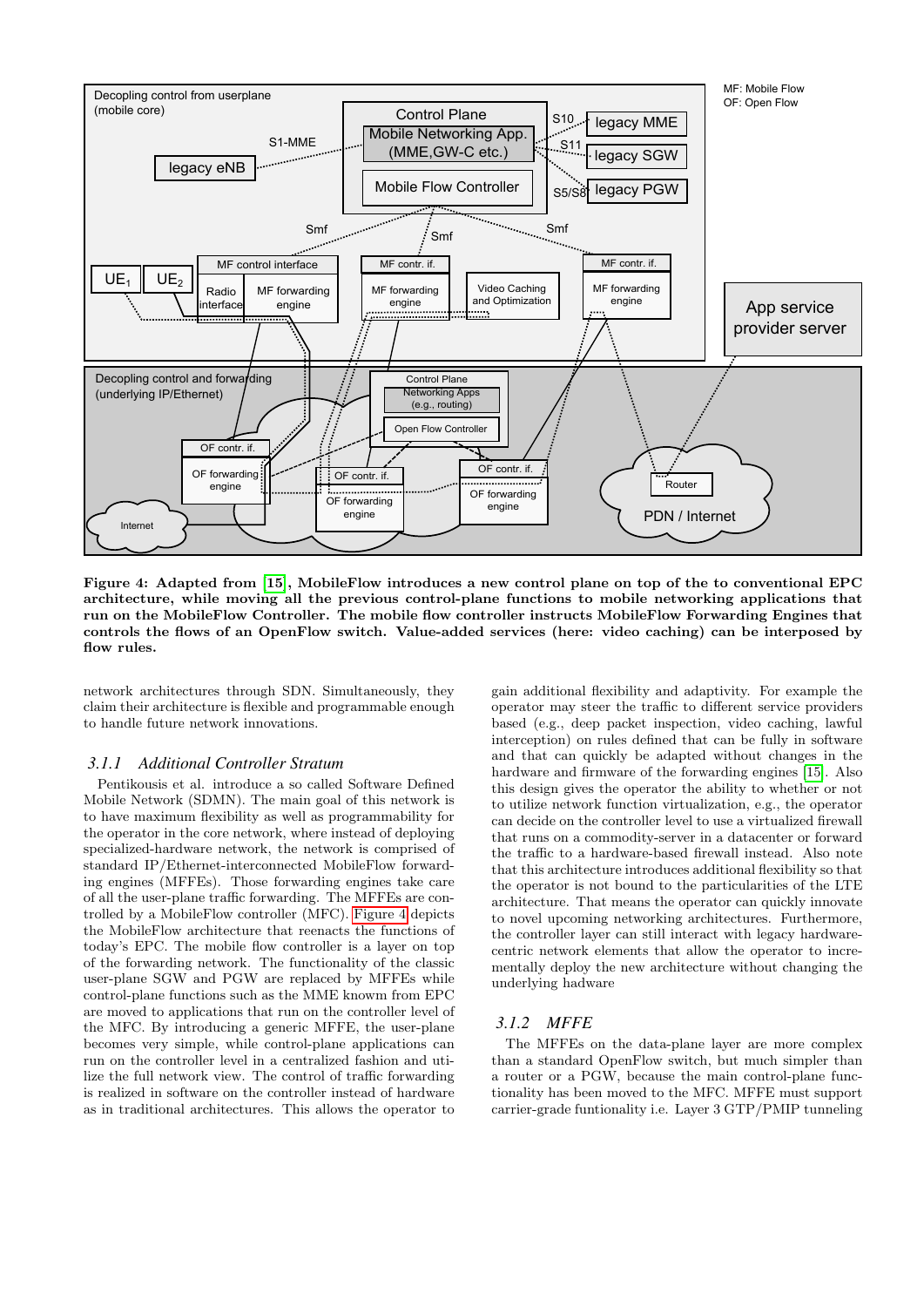**Figure 4: Adapted from [15], MobileFlow introduces a new control plane on top of the to conventional EPC architecture, while moving all the previous control-plane functions to mobile networking applications that run on the MobileFlow Controller. The mobile flow controller instructs MobileFlow Forwarding Engines that controls the flows of an OpenFlow switch. Value-added services (here: video caching) can be interposed by flow rules.**

network architectures through SDN. Simultaneously, they claim their architecture is flexible and programmable enough to handle future network innovations.

### 3.1.1 Additional Controller Stratum

Pentikousis et al. introduce a so called Software Defined Mobile Network (SDMN). The main goal of this network is to have maximum flexibility as well as programmability for the operator in the core network, where instead of deploying specialized-hardware network, the network is comprised of standard IP/Ethernet-interconnected MobileFlow forwarding engines (MFFEs). Those forwarding engines take care of all the user-plane traffic forwarding. The MFFEs are controlled by a MobileFlow controller (MFC). Figure 4 depicts the MobileFlow architecture that reenacts the functions of today's EPC. The mobile flow controller is a layer on top of the forwarding network. The functionality of the classic user-plane SGW and PGW are replaced by MFFEs while control-plane functions such as the MME knowm from EPC are moved to applications that run on the controller level of the MFC. By introducing a generic MFFE, the user-plane becomes very simple, while control-plane applications can run on the controller level in a centralized fashion and utilize the full network view. The control of traffic forwarding is realized in software on the controller instead of hardware as in traditional architectures. This allows the operator to gain additional flexibility and adaptivity. For example the operator may steer the traffic to different service providers based (e.g., deep packet inspection, video caching, lawful interception) on rules defined that can be fully in software and that can quickly be adapted without changes in the hardware and firmware of the forwarding engines [15]. Also this design gives the operator the ability to whether or not to utilize network function virtualization, e.g., the operator can decide on the controller level to use a virtualized firewall that runs on a commodity-server in a datacenter or forward the traffic to a hardware-based firewall instead. Also note that this architecture introduces additional flexibility so that the operator is not bound to the particularities of the LTE architecture. That means the operator can quickly innovate to novel upcoming networking architectures. Furthermore, the controller layer can still interact with legacy hardware-centric network elements that allow the operator to incrementally deploy the new architecture without changing the underlying hadware

### 3.1.2 MFFE

The MFFEs on the data-plane layer are more complex than a standard OpenFlow switch, but much simpler than a router or a PGW, because the main control-plane functionality has been moved to the MFC. MFFE must support carrier-grade funtionality i.e. Layer 3 GTP/PMIP tunneling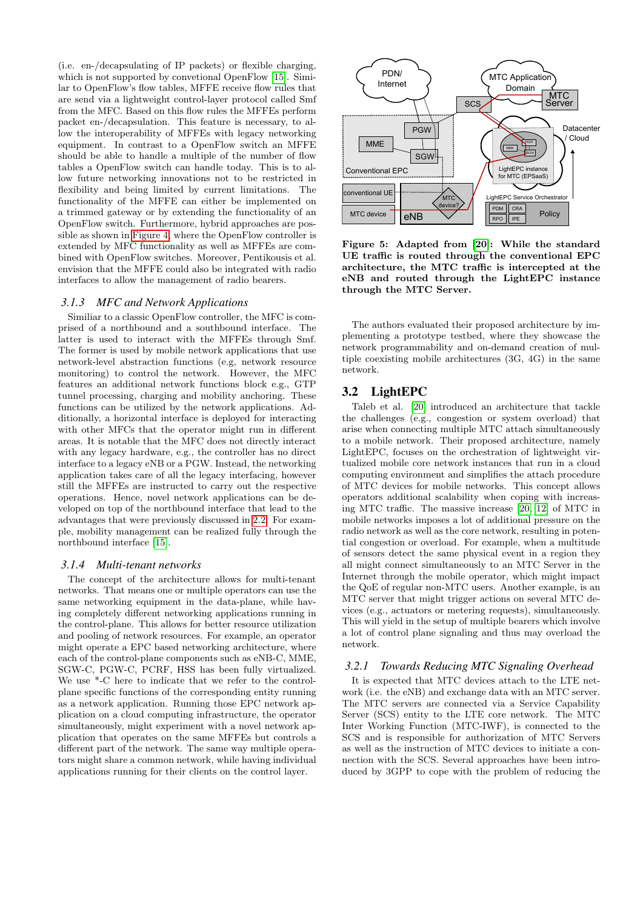(i.e. en-/decapsulating of IP packets) or flexible charging, which is not supported by convetional OpenFlow [15]. Similar to OpenFlow's flow tables, MFFE receive flow rules that are send via a lightweight control-layer protocol called Smf from the MFC. Based on this flow rules the MFFEs perform packet en-/decapsulation. This feature is necessary, to allow the interoperability of MFFEs with legacy networking equipment. In contrast to a OpenFlow switch an MFFE should be able to handle a multiple of the number of flow tables a OpenFlow switch can handle today. This is to allow future networking innovations not to be restricted in flexibility and being limited by current limitations. The functionality of the MFFE can either be implemented on a trimmed gateway or by extending the functionality of an OpenFlow switch. Furthermore, hybrid approaches are possible as shown in Figure 4, where the OpenFlow controller is extended by MFC functionality as well as MFFEs are combined with OpenFlow switches. Moreover, Pentikousis et al. envision that the MFFE could also be integrated with radio interfaces to allow the management of radio bearers.

### 3.1.3 MFC and Network Applications

Similiar to a classic OpenFlow controller, the MFC is comprised of a northbound and a southbound interface. The latter is used to interact with the MFFEs through Smf. The former is used by mobile network applications that use network-level abstraction functions (e.g, network resource monitoring) to control the network. However, the MFC features an additional network functions block e.g., GTP tunnel processing, charging and mobility anchoring. These functions can be utilized by the network applications. Additionally, a horizontal interface is deployed for interacting with other MFCs that the operator might run in different areas. It is notable that the MFC does not directly interact with any legacy hardware, e.g., the controller has no direct interface to a legacy eNB or a PGW. Instead, the networking application takes care of all the legacy interfacing, however still the MFFEs are instructed to carry out the respective operations. Hence, novel network applications can be developed on top of the northbound interface that lead to the advantages that were previously discussed in 2.2. For example, mobility management can be realized fully through the northbound interface [15].

### 3.1.4 Multi-tenant networks

The concept of the architecture allows for multi-tenant networks. That means one or multiple operators can use the same networking equipment in the data-plane, while having completely different networking applications running in the control-plane. This allows for better resource utilization and pooling of network resources. For example, an operator might operate a EPC based networking architecture, where each of the control-plane components such as eNB-C, MME, SGW-C, PGW-C, PCRF, HSS has been fully virtualized. We use *-C here to indicate that we refer to the control-plane specific functions of the corresponding entity running as a network application. Running those EPC network application on a cloud computing infrastructure, the operator simultaneously, might experiment with a novel network application that operates on the same MFFEs but controls a different part of the network. The same way multiple operators might share a common network, while having individual applications running for their clients on the control layer.

**Figure 5: Adapted from [20]: While the standard UE traffic is routed through the conventional EPC architecture, the MTC traffic is intercepted at the eNB and routed through the LightEPC instance through the MTC Server.**

The authors evaluated their proposed architecture by implementing a prototype testbed, where they showcase the network programmability and on-demand creation of multiple coexisting mobile architectures (3G, 4G) in the same network.

## 3.2 LightEPC

Taleb et al. [20] introduced an architecture that tackle the challenges (e.g., congestion or system overload) that arise when connecting multiple MTC attach simultaneously to a mobile network. Their proposed architecture, namely LightEPC, focuses on the orchestration of lightweight virtualized mobile core network instances that run in a cloud computing environment and simplifies the attach procedure of MTC devices for mobile networks. This concept allows operators additional scalability when coping with increasing MTC traffic. The massive increase [20, 12] of MTC in mobile networks imposes a lot of additional pressure on the radio network as well as the core network, resulting in potential congestion or overload. For example, when a multitude of sensors detect the same physical event in a region they all might connect simultaneously to an MTC Server in the Internet through the mobile operator, which might impact the QoE of regular non-MTC users. Another example, is an MTC server that might trigger actions on several MTC devices (e.g., actuators or metering requests), simultaneously. This will yield in the setup of multiple bearers which involve a lot of control plane signaling and thus may overload the network.

### 3.2.1 Towards Reducing MTC Signaling Overhead

It is expected that MTC devices attach to the LTE network (i.e. the eNB) and exchange data with an MTC server. The MTC servers are connected via a Service Capability Server (SCS) entity to the LTE core network. The MTC Inter Working Function (MTC-IWF), is connected to the SCS and is responsible for authorization of MTC Servers as well as the instruction of MTC devices to initiate a connection with the SCS. Several approaches have been introduced by 3GPP to cope with the problem of reducing the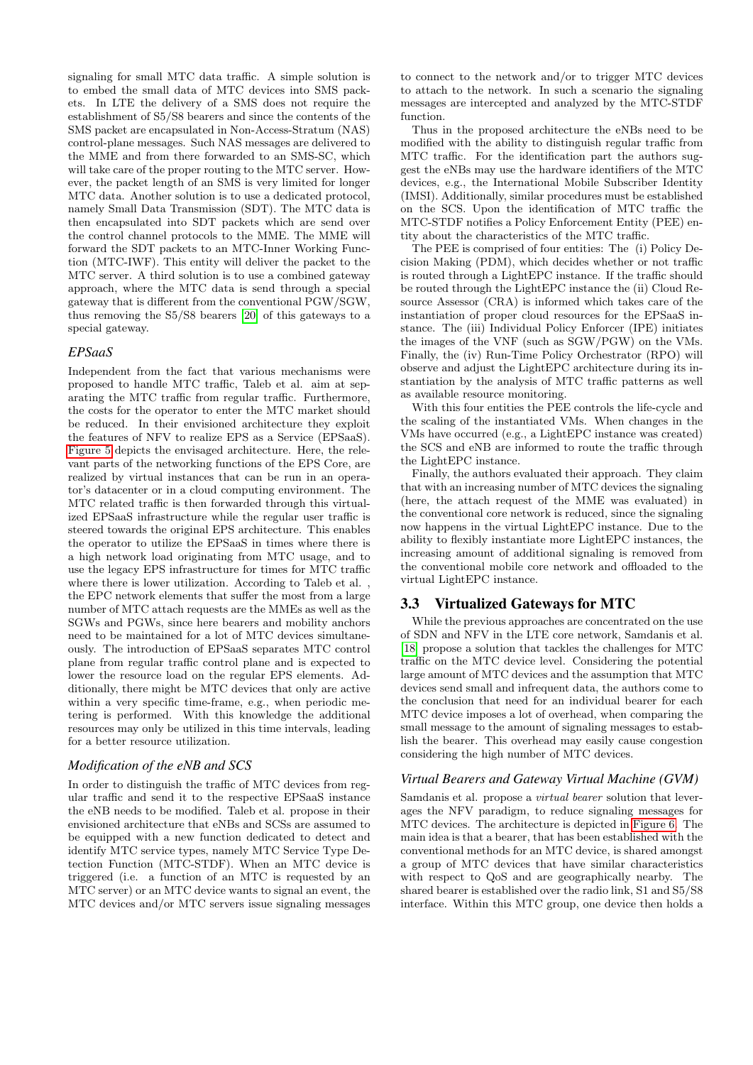signaling for small MTC data traffic. A simple solution is to embed the small data of MTC devices into SMS packets. In LTE the delivery of a SMS does not require the establishment of S5/S8 bearers and since the contents of the SMS packet are encapsulated in Non-Access-Stratum (NAS) control-plane messages. Such NAS messages are delivered to the MME and from there forwarded to an SMS-SC, which will take care of the proper routing to the MTC server. However, the packet length of an SMS is very limited for longer MTC data. Another solution is to use a dedicated protocol, namely Small Data Transmission (SDT). The MTC data is then encapsulated into SDT packets which are send over the control channel protocols to the MME. The MME will forward the SDT packets to an MTC-Inner Working Function (MTC-IWF). This entity will deliver the packet to the MTC server. A third solution is to use a combined gateway approach, where the MTC data is send through a special gateway that is different from the conventional PGW/SGW, thus removing the S5/S8 bearers [20] of this gateways to a special gateway.

### *EPSaaS*

Independent from the fact that various mechanisms were proposed to handle MTC traffic, Taleb et al. aim at separating the MTC traffic from regular traffic. Furthermore, the costs for the operator to enter the MTC market should be reduced. In their envisioned architecture they exploit the features of NFV to realize EPS as a Service (EPSaaS). Figure 5 depicts the envisaged architecture. Here, the relevant parts of the networking functions of the EPS Core, are realized by virtual instances that can be run in an operator's datacenter or in a cloud computing environment. The MTC related traffic is then forwarded through this virtualized EPSaaS infrastructure while the regular user traffic is steered towards the original EPS architecture. This enables the operator to utilize the EPSaaS in times where there is a high network load originating from MTC usage, and to use the legacy EPS infrastructure for times for MTC traffic where there is lower utilization. According to Taleb et al. , the EPC network elements that suffer the most from a large number of MTC attach requests are the MMEs as well as the SGWs and PGWs, since here bearers and mobility anchors need to be maintained for a lot of MTC devices simultaneously. The introduction of EPSaaS separates MTC control plane from regular traffic control plane and is expected to lower the resource load on the regular EPS elements. Additionally, there might be MTC devices that only are active within a very specific time-frame, e.g., when periodic metering is performed. With this knowledge the additional resources may only be utilized in this time intervals, leading for a better resource utilization.

### *Modification of the eNB and SCS*

In order to distinguish the traffic of MTC devices from regular traffic and send it to the respective EPSaaS instance the eNB needs to be modified. Taleb et al. propose in their envisioned architecture that eNBs and SCSs are assumed to be equipped with a new function dedicated to detect and identify MTC service types, namely MTC Service Type Detection Function (MTC-STDF). When an MTC device is triggered (i.e. a function of an MTC is requested by an MTC server) or an MTC device wants to signal an event, the MTC devices and/or MTC servers issue signaling messages to connect to the network and/or to trigger MTC devices to attach to the network. In such a scenario the signaling messages are intercepted and analyzed by the MTC-STDF function.

Thus in the proposed architecture the eNBs need to be modified with the ability to distinguish regular traffic from MTC traffic. For the identification part the authors suggest the eNBs may use the hardware identifiers of the MTC devices, e.g., the International Mobile Subscriber Identity (IMSI). Additionally, similar procedures must be established on the SCS. Upon the identification of MTC traffic the MTC-STDF notifies a Policy Enforcement Entity (PEE) entity about the characteristics of the MTC traffic.

The PEE is comprised of four entities: The (i) Policy Decision Making (PDM), which decides whether or not traffic is routed through a LightEPC instance. If the traffic should be routed through the LightEPC instance the (ii) Cloud Resource Assessor (CRA) is informed which takes care of the instantiation of proper cloud resources for the EPSaaS instance. The (iii) Individual Policy Enforcer (IPE) initiates the images of the VNF (such as SGW/PGW) on the VMs. Finally, the (iv) Run-Time Policy Orchestrator (RPO) will observe and adjust the LightEPC architecture during its instantiation by the analysis of MTC traffic patterns as well as available resource monitoring.

With this four entities the PEE controls the life-cycle and the scaling of the instantiated VMs. When changes in the VMs have occurred (e.g., a LightEPC instance was created) the SCS and eNB are informed to route the traffic through the LightEPC instance.

Finally, the authors evaluated their approach. They claim that with an increasing number of MTC devices the signaling (here, the attach request of the MME was evaluated) in the conventional core network is reduced, since the signaling now happens in the virtual LightEPC instance. Due to the ability to flexibly instantiate more LightEPC instances, the increasing amount of additional signaling is removed from the conventional mobile core network and offloaded to the virtual LightEPC instance.

## 3.3 Virtualized Gateways for MTC

While the previous approaches are concentrated on the use of SDN and NFV in the LTE core network, Samdanis et al. [18] propose a solution that tackles the challenges for MTC traffic on the MTC device level. Considering the potential large amount of MTC devices and the assumption that MTC devices send small and infrequent data, the authors come to the conclusion that need for an individual bearer for each MTC device imposes a lot of overhead, when comparing the small message to the amount of signaling messages to establish the bearer. This overhead may easily cause congestion considering the high number of MTC devices.

### *Virtual Bearers and Gateway Virtual Machine (GVM)*

Samdanis et al. propose a *virtual bearer* solution that leverages the NFV paradigm, to reduce signaling messages for MTC devices. The architecture is depicted in Figure 6. The main idea is that a bearer, that has been established with the conventional methods for an MTC device, is shared amongst a group of MTC devices that have similar characteristics with respect to QoS and are geographically nearby. The shared bearer is established over the radio link, S1 and S5/S8 interface. Within this MTC group, one device then holds a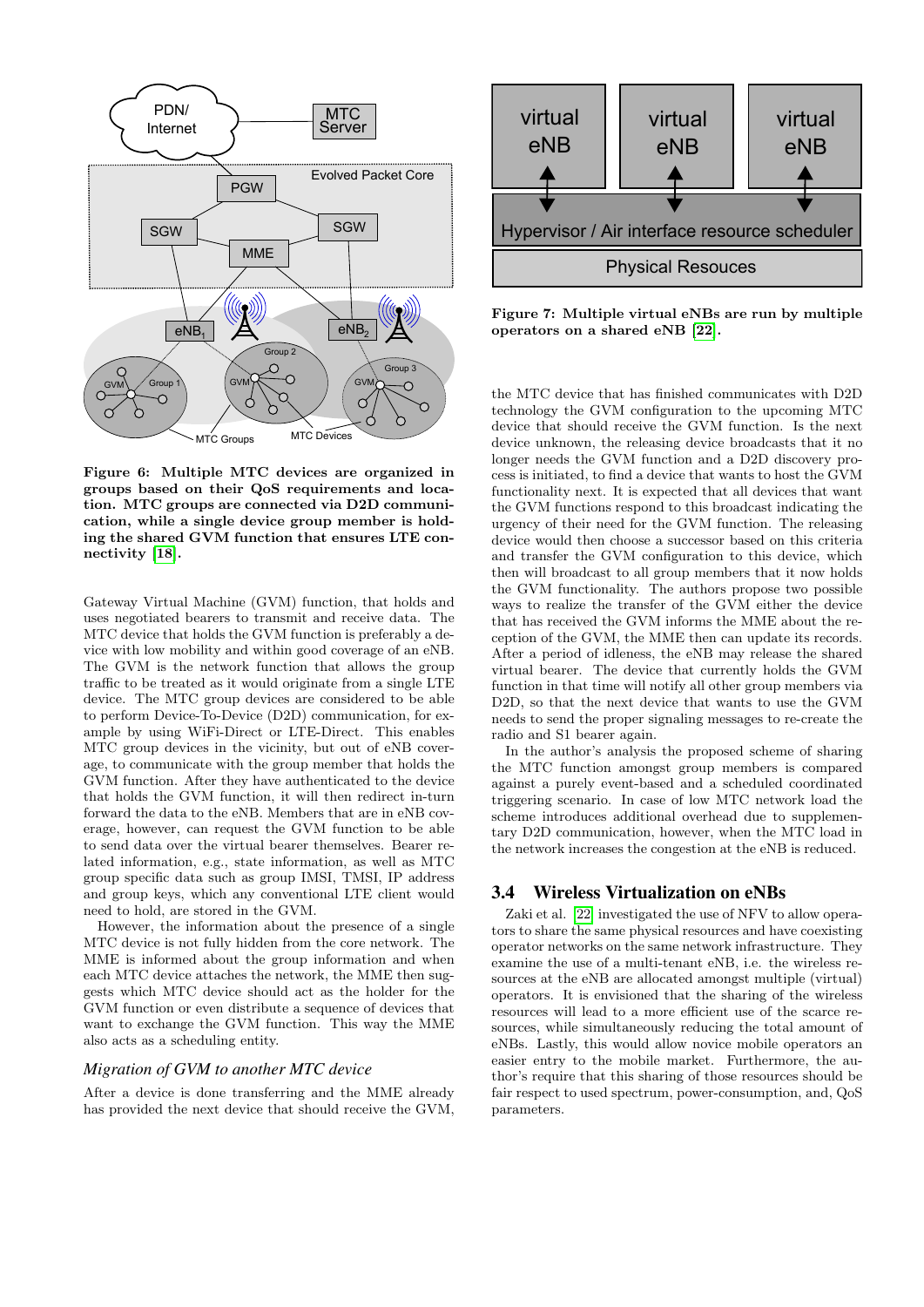**Figure 6: Multiple MTC devices are organized in groups based on their QoS requirements and location. MTC groups are connected via D2D communication, while a single device group member is holding the shared GVM function that ensures LTE connectivity [18].**

Gateway Virtual Machine (GVM) function, that holds and uses negotiated bearers to transmit and receive data. The MTC device that holds the GVM function is preferably a device with low mobility and within good coverage of an eNB. The GVM is the network function that allows the group traffic to be treated as it would originate from a single LTE device. The MTC group devices are considered to be able to perform Device-To-Device (D2D) communication, for example by using WiFi-Direct or LTE-Direct. This enables MTC group devices in the vicinity, but out of eNB coverage, to communicate with the group member that holds the GVM function. After they have authenticated to the device that holds the GVM function, it will then redirect in-turn forward the data to the eNB. Members that are in eNB coverage, however, can request the GVM function to be able to send data over the virtual bearer themselves. Bearer related information, e.g., state information, as well as MTC group specific data such as group IMSI, TMSI, IP address and group keys, which any conventional LTE client would need to hold, are stored in the GVM.

However, the information about the presence of a single MTC device is not fully hidden from the core network. The MME is informed about the group information and when each MTC device attaches the network, the MME then suggests which MTC device should act as the holder for the GVM function or even distribute a sequence of devices that want to exchange the GVM function. This way the MME also acts as a scheduling entity.

### *Migration of GVM to another MTC device*

After a device is done transferring and the MME already has provided the next device that should receive the GVM, the MTC device that has finished communicates with D2D technology the GVM configuration to the upcoming MTC device that should receive the GVM function. Is the next device unknown, the releasing device broadcasts that it no longer needs the GVM function and a D2D discovery process is initiated, to find a device that wants to host the GVM functionality next. It is expected that all devices that want the GVM functions respond to this broadcast indicating the urgency of their need for the GVM function. The releasing device would then choose a successor based on this criteria and transfer the GVM configuration to this device, which then will broadcast to all group members that it now holds the GVM functionality. The authors propose two possible ways to realize the transfer of the GVM either the device that has received the GVM informs the MME about the reception of the GVM, the MME then can update its records. After a period of idleness, the eNB may release the shared virtual bearer. The device that currently holds the GVM function in that time will notify all other group members via D2D, so that the next device that wants to use the GVM needs to send the proper signaling messages to re-create the radio and S1 bearer again.

In the author's analysis the proposed scheme of sharing the MTC function amongst group members is compared against a purely event-based and a scheduled coordinated triggering scenario. In case of low MTC network load the scheme introduces additional overhead due to supplementary D2D communication, however, when the MTC load in the network increases the congestion at the eNB is reduced.

**Figure 7: Multiple virtual eNBs are run by multiple operators on a shared eNB [22].**

## 3.4 Wireless Virtualization on eNBs

Zaki et al. [22] investigated the use of NFV to allow operators to share the same physical resources and have coexisting operator networks on the same network infrastructure. They examine the use of a multi-tenant eNB, i.e. the wireless resources at the eNB are allocated amongst multiple (virtual) operators. It is envisioned that the sharing of the wireless resources will lead to a more efficient use of the scarce resources, while simultaneously reducing the total amount of eNBs. Lastly, this would allow novice mobile operators an easier entry to the mobile market. Furthermore, the author's require that this sharing of those resources should be fair respect to used spectrum, power-consumption, and, QoS parameters.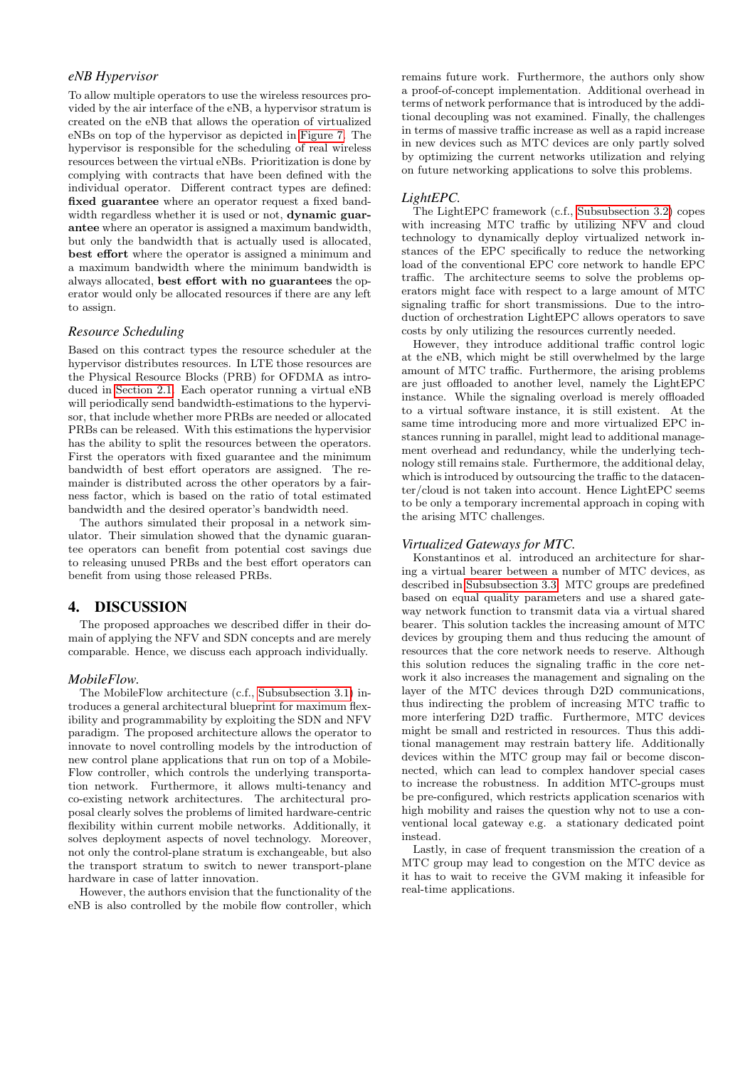### *eNB Hypervisor*

To allow multiple operators to use the wireless resources provided by the air interface of the eNB, a hypervisor stratum is created on the eNB that allows the operation of virtualized eNBs on top of the hypervisor as depicted in Figure 7. The hypervisor is responsible for the scheduling of real wireless resources between the virtual eNBs. Prioritization is done by complying with contracts that have been defined with the individual operator. Different contract types are defined: **fixed guarantee** where an operator request a fixed bandwidth regardless whether it is used or not, **dynamic guarantee** where an operator is assigned a maximum bandwidth, but only the bandwidth that is actually used is allocated, **best effort** where the operator is assigned a minimum and a maximum bandwidth where the minimum bandwidth is always allocated, **best effort with no guarantees** the operator would only be allocated resources if there are any left to assign.

### *Resource Scheduling*

Based on this contract types the resource scheduler at the hypervisor distributes resources. In LTE those resources are the Physical Resource Blocks (PRB) for OFDMA as introduced in Section 2.1. Each operator running a virtual eNB will periodically send bandwidth-estimations to the hypervisor, that include whether more PRBs are needed or allocated PRBs can be released. With this estimations the hypervisior has the ability to split the resources between the operators. First the operators with fixed guarantee and the minimum bandwidth of best effort operators are assigned. The remainder is distributed across the other operators by a fairness factor, which is based on the ratio of total estimated bandwidth and the desired operator's bandwidth need.

The authors simulated their proposal in a network simulator. Their simulation showed that the dynamic guarantee operators can benefit from potential cost savings due to releasing unused PRBs and the best effort operators can benefit from using those released PRBs.

## 4. DISCUSSION

The proposed approaches we described differ in their domain of applying the NFV and SDN concepts and are merely comparable. Hence, we discuss each approach individually.

### *MobileFlow.*

The MobileFlow architecture (c.f., Subsubsection 3.1) introduces a general architectural blueprint for maximum flexibility and programmability by exploiting the SDN and NFV paradigm. The proposed architecture allows the operator to innovate to novel controlling models by the introduction of new control plane applications that run on top of a MobileFlow controller, which controls the underlying transportation network. Furthermore, it allows multi-tenancy and co-existing network architectures. The architectural proposal clearly solves the problems of limited hardware-centric flexibility within current mobile networks. Additionally, it solves deployment aspects of novel technology. Moreover, not only the control-plane stratum is exchangeable, but also the transport stratum to switch to newer transport-plane hardware in case of latter innovation.

However, the authors envision that the functionality of the eNB is also controlled by the mobile flow controller, which remains future work. Furthermore, the authors only show a proof-of-concept implementation. Additional overhead in terms of network performance that is introduced by the additional decoupling was not examined. Finally, the challenges in terms of massive traffic increase as well as a rapid increase in new devices such as MTC devices are only partly solved by optimizing the current networks utilization and relying on future networking applications to solve this problems.

### *LightEPC.*

The LightEPC framework (c.f., Subsubsection 3.2) copes with increasing MTC traffic by utilizing NFV and cloud technology to dynamically deploy virtualized network instances of the EPC specifically to reduce the networking load of the conventional EPC core network to handle EPC traffic. The architecture seems to solve the problems operators might face with respect to a large amount of MTC signaling traffic for short transmissions. Due to the introduction of orchestration LightEPC allows operators to save costs by only utilizing the resources currently needed.

However, they introduce additional traffic control logic at the eNB, which might be still overwhelmed by the large amount of MTC traffic. Furthermore, the arising problems are just offloaded to another level, namely the LightEPC instance. While the signaling overload is merely offloaded to a virtual software instance, it is still existent. At the same time introducing more and more virtualized EPC instances running in parallel, might lead to additional management overhead and redundancy, while the underlying technology still remains stale. Furthermore, the additional delay, which is introduced by outsourcing the traffic to the datacenter/cloud is not taken into account. Hence LightEPC seems to be only a temporary incremental approach in coping with the arising MTC challenges.

### *Virtualized Gateways for MTC.*

Konstantinos et al. introduced an architecture for sharing a virtual bearer between a number of MTC devices, as described in Subsubsection 3.3. MTC groups are predefined based on equal quality parameters and use a shared gateway network function to transmit data via a virtual shared bearer. This solution tackles the increasing amount of MTC devices by grouping them and thus reducing the amount of resources that the core network needs to reserve. Although this solution reduces the signaling traffic in the core network it also increases the management and signaling on the layer of the MTC devices through D2D communications, thus indirecting the problem of increasing MTC traffic to more interfering D2D traffic. Furthermore, MTC devices might be small and restricted in resources. Thus this additional management may restrain battery life. Additionally devices within the MTC group may fail or become disconnected, which can lead to complex handover special cases to increase the robustness. In addition MTC-groups must be pre-configured, which restricts application scenarios with high mobility and raises the question why not to use a conventional local gateway e.g. a stationary dedicated point instead.

Lastly, in case of frequent transmission the creation of a MTC group may lead to congestion on the MTC device as it has to wait to receive the GVM making it infeasible for real-time applications.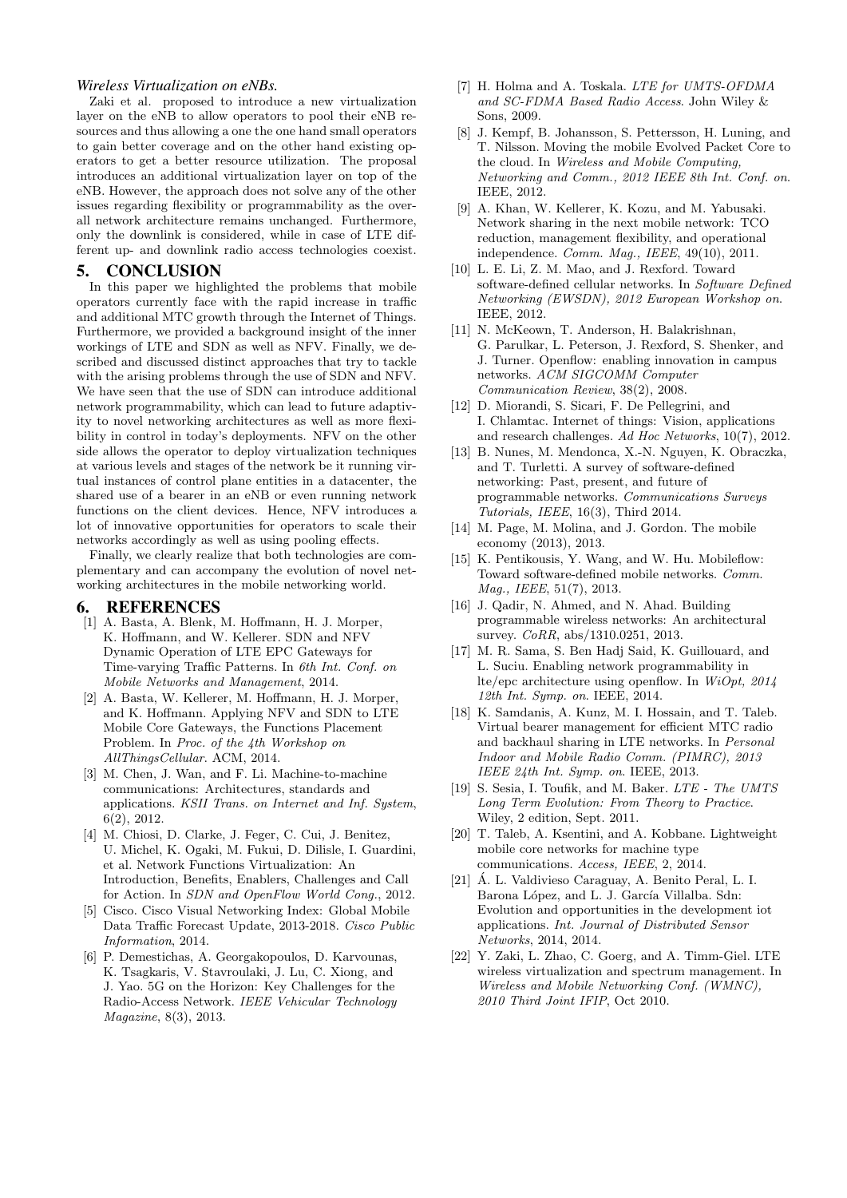*Wireless Virtualization on eNBs.*

Zaki et al. proposed to introduce a new virtualization layer on the eNB to allow operators to pool their eNB resources and thus allowing a one the one hand small operators to gain better coverage and on the other hand existing operators to get a better resource utilization. The proposal introduces an additional virtualization layer on top of the eNB. However, the approach does not solve any of the other issues regarding flexibility or programmability as the overall network architecture remains unchanged. Furthermore, only the downlink is considered, while in case of LTE different up- and downlink radio access technologies coexist.

## 5. CONCLUSION

In this paper we highlighted the problems that mobile operators currently face with the rapid increase in traffic and additional MTC growth through the Internet of Things. Furthermore, we provided a background insight of the inner workings of LTE and SDN as well as NFV. Finally, we described and discussed distinct approaches that try to tackle with the arising problems through the use of SDN and NFV. We have seen that the use of SDN can introduce additional network programmability, which can lead to future adaptivity to novel networking architectures as well as more flexibility in control in today's deployments. NFV on the other side allows the operator to deploy virtualization techniques at various levels and stages of the network be it running virtual instances of control plane entities in a datacenter, the shared use of a bearer in an eNB or even running network functions on the client devices. Hence, NFV introduces a lot of innovative opportunities for operators to scale their networks accordingly as well as using pooling effects.

Finally, we clearly realize that both technologies are complementary and can accompany the evolution of novel networking architectures in the mobile networking world.

## 6. REFERENCES

[1] A. Basta, A. Blenk, M. Hoffmann, H. J. Morper, K. Hoffmann, and W. Kellerer. SDN and NFV Dynamic Operation of LTE EPC Gateways for Time-varying Traffic Patterns. In *6th Int. Conf. on Mobile Networks and Management*, 2014.

[2] A. Basta, W. Kellerer, M. Hoffmann, H. J. Morper, and K. Hoffmann. Applying NFV and SDN to LTE Mobile Core Gateways, the Functions Placement Problem. In *Proc. of the 4th Workshop on AllThingsCellular*. ACM, 2014.

[3] M. Chen, J. Wan, and F. Li. Machine-to-machine communications: Architectures, standards and applications. *KSII Trans. on Internet and Inf. System*, 6(2), 2012.

[4] M. Chiosi, D. Clarke, J. Feger, C. Cui, J. Benitez, U. Michel, K. Ogaki, M. Fukui, D. Dilisle, I. Guardini, et al. Network Functions Virtualization: An Introduction, Benefits, Enablers, Challenges and Call for Action. In *SDN and OpenFlow World Cong.*, 2012.

[5] Cisco. Cisco Visual Networking Index: Global Mobile Data Traffic Forecast Update, 2013-2018. *Cisco Public Information*, 2014.

[6] P. Demestichas, A. Georgakopoulos, D. Karvounas, K. Tsagkaris, V. Stavroulaki, J. Lu, C. Xiong, and J. Yao. 5G on the Horizon: Key Challenges for the Radio-Access Network. *IEEE Vehicular Technology Magazine*, 8(3), 2013.

[7] H. Holma and A. Toskala. *LTE for UMTS-OFDMA and SC-FDMA Based Radio Access*. John Wiley & Sons, 2009.

[8] J. Kempf, B. Johansson, S. Pettersson, H. Luning, and T. Nilsson. Moving the mobile Evolved Packet Core to the cloud. In *Wireless and Mobile Computing, Networking and Comm., 2012 IEEE 8th Int. Conf. on*. IEEE, 2012.

[9] A. Khan, W. Kellerer, K. Kozu, and M. Yabusaki. Network sharing in the next mobile network: TCO reduction, management flexibility, and operational independence. *Comm. Mag., IEEE*, 49(10), 2011.

[10] L. E. Li, Z. M. Mao, and J. Rexford. Toward software-defined cellular networks. In *Software Defined Networking (EWSDN), 2012 European Workshop on*. IEEE, 2012.

[11] N. McKeown, T. Anderson, H. Balakrishnan, G. Parulkar, L. Peterson, J. Rexford, S. Shenker, and J. Turner. Openflow: enabling innovation in campus networks. *ACM SIGCOMM Computer Communication Review*, 38(2), 2008.

[12] D. Miorandi, S. Sicari, F. De Pellegrini, and I. Chlamtac. Internet of things: Vision, applications and research challenges. *Ad Hoc Networks*, 10(7), 2012.

[13] B. Nunes, M. Mendonca, X.-N. Nguyen, K. Obraczka, and T. Turletti. A survey of software-defined networking: Past, present, and future of programmable networks. *Communications Surveys Tutorials, IEEE*, 16(3), Third 2014.

[14] M. Page, M. Molina, and J. Gordon. The mobile economy (2013), 2013.

[15] K. Pentikousis, Y. Wang, and W. Hu. Mobileflow: Toward software-defined mobile networks. *Comm. Mag., IEEE*, 51(7), 2013.

[16] J. Qadir, N. Ahmed, and N. Ahad. Building programmable wireless networks: An architectural survey. *CoRR*, abs/1310.0251, 2013.

[17] M. R. Sama, S. Ben Hadj Said, K. Guillouard, and L. Suciu. Enabling network programmability in lte/epc architecture using openflow. In *WiOpt, 2014 12th Int. Symp. on*. IEEE, 2014.

[18] K. Samdanis, A. Kunz, M. I. Hossain, and T. Taleb. Virtual bearer management for efficient MTC radio and backhaul sharing in LTE networks. In *Personal Indoor and Mobile Radio Comm. (PIMRC), 2013 IEEE 24th Int. Symp. on*. IEEE, 2013.

[19] S. Sesia, I. Toufik, and M. Baker. *LTE - The UMTS Long Term Evolution: From Theory to Practice*. Wiley, 2 edition, Sept. 2011.

[20] T. Taleb, A. Ksentini, and A. Kobbane. Lightweight mobile core networks for machine type communications. *Access, IEEE*, 2, 2014.

[21] Á. L. Valdivieso Caraguay, A. Benito Peral, L. I. Barona López, and L. J. García Villalba. Sdn: Evolution and opportunities in the development iot applications. *Int. Journal of Distributed Sensor Networks*, 2014, 2014.

[22] Y. Zaki, L. Zhao, C. Goerg, and A. Timm-Giel. LTE wireless virtualization and spectrum management. In *Wireless and Mobile Networking Conf. (WMNC), 2010 Third Joint IFIP*, Oct 2010.